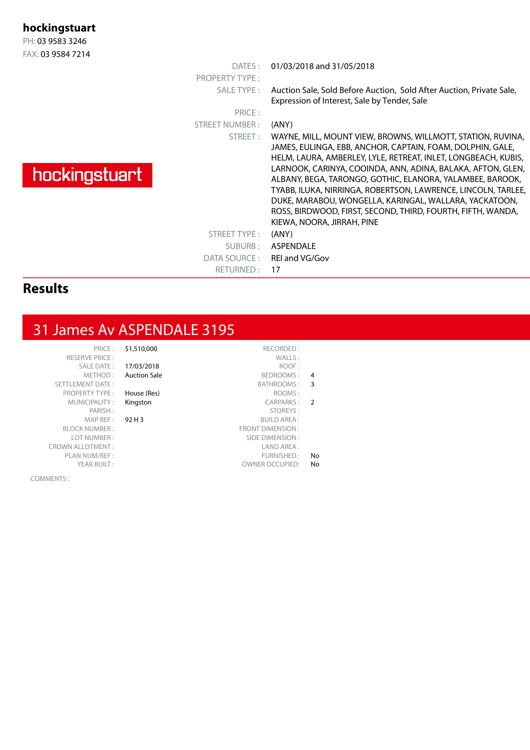**hockingstuart**

PH: 03 9583 3246

FAX: 03 9584 7214

hockingstuart

| | |
|---|---|
| DATES : | 01/03/2018 and 31/05/2018 |
| PROPERTY TYPE : | |
| SALE TYPE : | Auction Sale, Sold Before Auction, Sold After Auction, Private Sale, Expression of Interest, Sale by Tender, Sale |
| PRICE : | |
| STREET NUMBER : | (ANY) |
| STREET : | WAYNE, MILL, MOUNT VIEW, BROWNS, WILLMOTT, STATION, RUVINA, JAMES, EULINGA, EBB, ANCHOR, CAPTAIN, FOAM, DOLPHIN, GALE, HELM, LAURA, AMBERLEY, LYLE, RETREAT, INLET, LONGBEACH, KUBIS, LARNOOK, CARINYA, COOINDA, ANN, ADINA, BALAKA, AFTON, GLEN, ALBANY, BEGA, TARONGO, GOTHIC, ELANORA, YALAMBEE, BAROOK, TYABB, ILUKA, NIRRINGA, ROBERTSON, LAWRENCE, LINCOLN, TARLEE, DUKE, MARABOU, WONGELLA, KARINGAL, WALLARA, YACKATOON, ROSS, BIRDWOOD, FIRST, SECOND, THIRD, FOURTH, FIFTH, WANDA, KIEWA, NOORA, JIRRAH, PINE |
| STREET TYPE : | (ANY) |
| SUBURB : | ASPENDALE |
| DATA SOURCE : | REI and VG/Gov |
| RETURNED : | 17 |

## Results

### 31 James Av ASPENDALE 3195

| | | | |
|---|---|---|---|
| PRICE : | $1,510,000 | RECORDED : | |
| RESERVE PRICE : | | WALLS : | |
| SALE DATE : | 17/03/2018 | ROOF : | |
| METHOD : | Auction Sale | BEDROOMS : | 4 |
| SETTLEMENT DATE : | | BATHROOMS : | 3 |
| PROPERTY TYPE : | House (Res) | ROOMS : | |
| MUNICIPALITY : | Kingston | CARPARKS : | 2 |
| PARISH : | | STOREYS : | |
| MAP REF : | 92 H 3 | BUILD AREA : | |
| BLOCK NUMBER : | | FRONT DIMENSION : | |
| LOT NUMBER : | | SIDE DIMENSION : | |
| CROWN ALLOTMENT : | | LAND AREA : | |
| PLAN NUM/REF : | | FURNISHED : | No |
| YEAR BUILT : | | OWNER OCCUPIED: | No |

COMMENTS :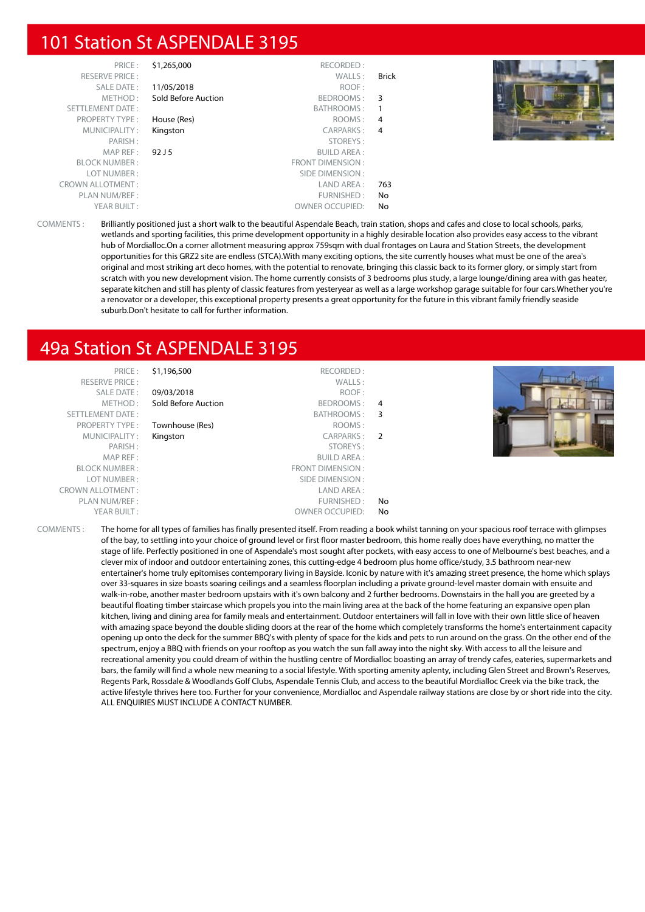## 101 Station St ASPENDALE 3195

| | | | |
|---|---|---|---|
| PRICE : | $1,265,000 | RECORDED : | |
| RESERVE PRICE : | | WALLS : | Brick |
| SALE DATE : | 11/05/2018 | ROOF : | |
| METHOD : | Sold Before Auction | BEDROOMS : | 3 |
| SETTLEMENT DATE : | | BATHROOMS : | 1 |
| PROPERTY TYPE : | House (Res) | ROOMS : | 4 |
| MUNICIPALITY : | Kingston | CARPARKS : | 4 |
| PARISH : | | STOREYS : | |
| MAP REF : | 92 J 5 | BUILD AREA : | |
| BLOCK NUMBER : | | FRONT DIMENSION : | |
| LOT NUMBER : | | SIDE DIMENSION : | |
| CROWN ALLOTMENT : | | LAND AREA : | 763 |
| PLAN NUM/REF : | | FURNISHED : | No |
| YEAR BUILT : | | OWNER OCCUPIED: | No |

COMMENTS : Brilliantly positioned just a short walk to the beautiful Aspendale Beach, train station, shops and cafes and close to local schools, parks, wetlands and sporting facilities, this prime development opportunity in a highly desirable location also provides easy access to the vibrant hub of Mordialloc.On a corner allotment measuring approx 759sqm with dual frontages on Laura and Station Streets, the development opportunities for this GRZ2 site are endless (STCA).With many exciting options, the site currently houses what must be one of the area's original and most striking art deco homes, with the potential to renovate, bringing this classic back to its former glory, or simply start from scratch with you new development vision. The home currently consists of 3 bedrooms plus study, a large lounge/dining area with gas heater, separate kitchen and still has plenty of classic features from yesteryear as well as a large workshop garage suitable for four cars.Whether you're a renovator or a developer, this exceptional property presents a great opportunity for the future in this vibrant family friendly seaside suburb.Don't hesitate to call for further information.

## 49a Station St ASPENDALE 3195

| | | | |
|---|---|---|---|
| PRICE : | $1,196,500 | RECORDED : | |
| RESERVE PRICE : | | WALLS : | |
| SALE DATE : | 09/03/2018 | ROOF : | |
| METHOD : | Sold Before Auction | BEDROOMS : | 4 |
| SETTLEMENT DATE : | | BATHROOMS : | 3 |
| PROPERTY TYPE : | Townhouse (Res) | ROOMS : | |
| MUNICIPALITY : | Kingston | CARPARKS : | 2 |
| PARISH : | | STOREYS : | |
| MAP REF : | | BUILD AREA : | |
| BLOCK NUMBER : | | FRONT DIMENSION : | |
| LOT NUMBER : | | SIDE DIMENSION : | |
| CROWN ALLOTMENT : | | LAND AREA : | |
| PLAN NUM/REF : | | FURNISHED : | No |
| YEAR BUILT : | | OWNER OCCUPIED: | No |

COMMENTS : The home for all types of families has finally presented itself. From reading a book whilst tanning on your spacious roof terrace with glimpses of the bay, to settling into your choice of ground level or first floor master bedroom, this home really does have everything, no matter the stage of life. Perfectly positioned in one of Aspendale's most sought after pockets, with easy access to one of Melbourne's best beaches, and a clever mix of indoor and outdoor entertaining zones, this cutting-edge 4 bedroom plus home office/study, 3.5 bathroom near-new entertainer's home truly epitomises contemporary living in Bayside. Iconic by nature with it's amazing street presence, the home which splays over 33-squares in size boasts soaring ceilings and a seamless floorplan including a private ground-level master domain with ensuite and walk-in-robe, another master bedroom upstairs with it's own balcony and 2 further bedrooms. Downstairs in the hall you are greeted by a beautiful floating timber staircase which propels you into the main living area at the back of the home featuring an expansive open plan kitchen, living and dining area for family meals and entertainment. Outdoor entertainers will fall in love with their own little slice of heaven with amazing space beyond the double sliding doors at the rear of the home which completely transforms the home's entertainment capacity opening up onto the deck for the summer BBQ's with plenty of space for the kids and pets to run around on the grass. On the other end of the spectrum, enjoy a BBQ with friends on your rooftop as you watch the sun fall away into the night sky. With access to all the leisure and recreational amenity you could dream of within the hustling centre of Mordialloc boasting an array of trendy cafes, eateries, supermarkets and bars, the family will find a whole new meaning to a social lifestyle. With sporting amenity aplenty, including Glen Street and Brown's Reserves, Regents Park, Rossdale & Woodlands Golf Clubs, Aspendale Tennis Club, and access to the beautiful Mordialloc Creek via the bike track, the active lifestyle thrives here too. Further for your convenience, Mordialloc and Aspendale railway stations are close by or short ride into the city. ALL ENQUIRIES MUST INCLUDE A CONTACT NUMBER.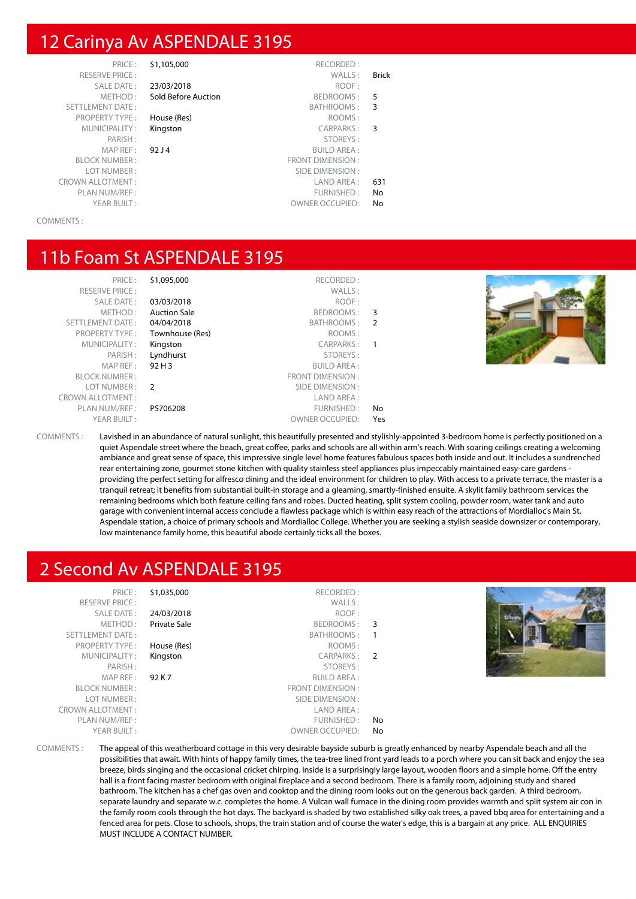## 12 Carinya Av ASPENDALE 3195

| | | | |
|---|---|---|---|
| PRICE : | $1,105,000 | RECORDED : | |
| RESERVE PRICE : | | WALLS : | Brick |
| SALE DATE : | 23/03/2018 | ROOF : | |
| METHOD : | Sold Before Auction | BEDROOMS : | 5 |
| SETTLEMENT DATE : | | BATHROOMS : | 3 |
| PROPERTY TYPE : | House (Res) | ROOMS : | |
| MUNICIPALITY : | Kingston | CARPARKS : | 3 |
| PARISH : | | STOREYS : | |
| MAP REF : | 92 J 4 | BUILD AREA : | |
| BLOCK NUMBER : | | FRONT DIMENSION : | |
| LOT NUMBER : | | SIDE DIMENSION : | |
| CROWN ALLOTMENT : | | LAND AREA : | 631 |
| PLAN NUM/REF : | | FURNISHED : | No |
| YEAR BUILT : | | OWNER OCCUPIED: | No |

COMMENTS :

## 11b Foam St ASPENDALE 3195

| | | | |
|---|---|---|---|
| PRICE : | $1,095,000 | RECORDED : | |
| RESERVE PRICE : | | WALLS : | |
| SALE DATE : | 03/03/2018 | ROOF : | |
| METHOD : | Auction Sale | BEDROOMS : | 3 |
| SETTLEMENT DATE : | 04/04/2018 | BATHROOMS : | 2 |
| PROPERTY TYPE : | Townhouse (Res) | ROOMS : | |
| MUNICIPALITY : | Kingston | CARPARKS : | 1 |
| PARISH : | Lyndhurst | STOREYS : | |
| MAP REF : | 92 H 3 | BUILD AREA : | |
| BLOCK NUMBER : | | FRONT DIMENSION : | |
| LOT NUMBER : | 2 | SIDE DIMENSION : | |
| CROWN ALLOTMENT : | | LAND AREA : | |
| PLAN NUM/REF : | PS706208 | FURNISHED : | No |
| YEAR BUILT : | | OWNER OCCUPIED: | Yes |

COMMENTS : Lavished in an abundance of natural sunlight, this beautifully presented and stylishly-appointed 3-bedroom home is perfectly positioned on a quiet Aspendale street where the beach, great coffee, parks and schools are all within arm's reach. With soaring ceilings creating a welcoming ambiance and great sense of space, this impressive single level home features fabulous spaces both inside and out. It includes a sundrenched rear entertaining zone, gourmet stone kitchen with quality stainless steel appliances plus impeccably maintained easy-care gardens - providing the perfect setting for alfresco dining and the ideal environment for children to play. With access to a private terrace, the master is a tranquil retreat; it benefits from substantial built-in storage and a gleaming, smartly-finished ensuite. A skylit family bathroom services the remaining bedrooms which both feature ceiling fans and robes. Ducted heating, split system cooling, powder room, water tank and auto garage with convenient internal access conclude a flawless package which is within easy reach of the attractions of Mordialloc's Main St, Aspendale station, a choice of primary schools and Mordialloc College. Whether you are seeking a stylish seaside downsizer or contemporary, low maintenance family home, this beautiful abode certainly ticks all the boxes.

## 2 Second Av ASPENDALE 3195

| | | | |
|---|---|---|---|
| PRICE : | $1,035,000 | RECORDED : | |
| RESERVE PRICE : | | WALLS : | |
| SALE DATE : | 24/03/2018 | ROOF : | |
| METHOD : | Private Sale | BEDROOMS : | 3 |
| SETTLEMENT DATE : | | BATHROOMS : | 1 |
| PROPERTY TYPE : | House (Res) | ROOMS : | |
| MUNICIPALITY : | Kingston | CARPARKS : | 2 |
| PARISH : | | STOREYS : | |
| MAP REF : | 92 K 7 | BUILD AREA : | |
| BLOCK NUMBER : | | FRONT DIMENSION : | |
| LOT NUMBER : | | SIDE DIMENSION : | |
| CROWN ALLOTMENT : | | LAND AREA : | |
| PLAN NUM/REF : | | FURNISHED : | No |
| YEAR BUILT : | | OWNER OCCUPIED: | No |

COMMENTS : The appeal of this weatherboard cottage in this very desirable bayside suburb is greatly enhanced by nearby Aspendale beach and all the possibilities that await. With hints of happy family times, the tea-tree lined front yard leads to a porch where you can sit back and enjoy the sea breeze, birds singing and the occasional cricket chirping. Inside is a surprisingly large layout, wooden floors and a simple home. Off the entry hall is a front facing master bedroom with original fireplace and a second bedroom. There is a family room, adjoining study and shared bathroom. The kitchen has a chef gas oven and cooktop and the dining room looks out on the generous back garden. A third bedroom, separate laundry and separate w.c. completes the home. A Vulcan wall furnace in the dining room provides warmth and split system air con in the family room cools through the hot days. The backyard is shaded by two established silky oak trees, a paved bbq area for entertaining and a fenced area for pets. Close to schools, shops, the train station and of course the water's edge, this is a bargain at any price. ALL ENQUIRIES MUST INCLUDE A CONTACT NUMBER.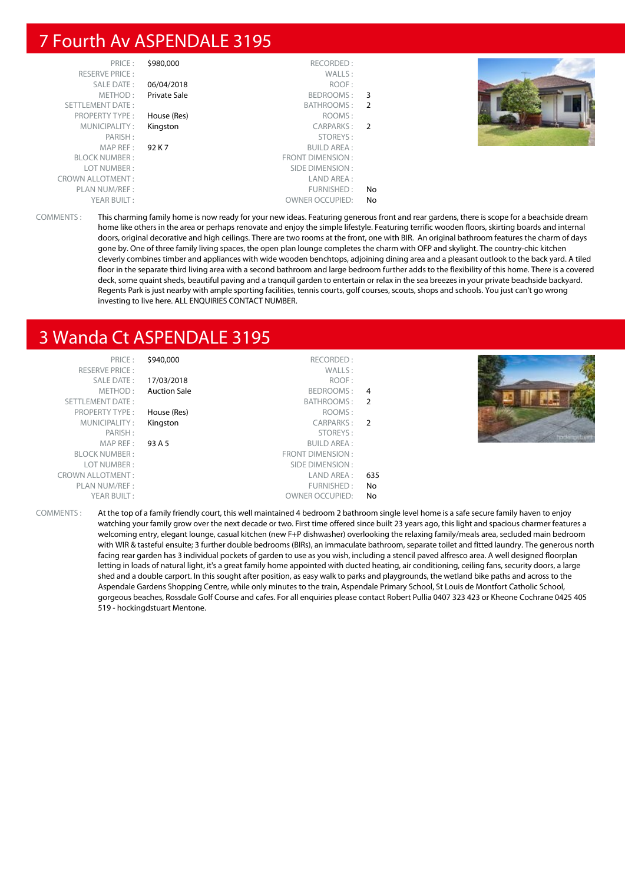## 7 Fourth Av ASPENDALE 3195

| | | | |
|---|---|---|---|
| PRICE : | $980,000 | RECORDED : | |
| RESERVE PRICE : | | WALLS : | |
| SALE DATE : | 06/04/2018 | ROOF : | |
| METHOD : | Private Sale | BEDROOMS : | 3 |
| SETTLEMENT DATE : | | BATHROOMS : | 2 |
| PROPERTY TYPE : | House (Res) | ROOMS : | |
| MUNICIPALITY : | Kingston | CARPARKS : | 2 |
| PARISH : | | STOREYS : | |
| MAP REF : | 92 K 7 | BUILD AREA : | |
| BLOCK NUMBER : | | FRONT DIMENSION : | |
| LOT NUMBER : | | SIDE DIMENSION : | |
| CROWN ALLOTMENT : | | LAND AREA : | |
| PLAN NUM/REF : | | FURNISHED : | No |
| YEAR BUILT : | | OWNER OCCUPIED: | No |

COMMENTS : This charming family home is now ready for your new ideas. Featuring generous front and rear gardens, there is scope for a beachside dream home like others in the area or perhaps renovate and enjoy the simple lifestyle. Featuring terrific wooden floors, skirting boards and internal doors, original decorative and high ceilings. There are two rooms at the front, one with BIR. An original bathroom features the charm of days gone by. One of three family living spaces, the open plan lounge completes the charm with OFP and skylight. The country-chic kitchen cleverly combines timber and appliances with wide wooden benchtops, adjoining dining area and a pleasant outlook to the back yard. A tiled floor in the separate third living area with a second bathroom and large bedroom further adds to the flexibility of this home. There is a covered deck, some quaint sheds, beautiful paving and a tranquil garden to entertain or relax in the sea breezes in your private beachside backyard. Regents Park is just nearby with ample sporting facilities, tennis courts, golf courses, scouts, shops and schools. You just can't go wrong investing to live here. ALL ENQUIRIES CONTACT NUMBER.

## 3 Wanda Ct ASPENDALE 3195

| | | | |
|---|---|---|---|
| PRICE : | $940,000 | RECORDED : | |
| RESERVE PRICE : | | WALLS : | |
| SALE DATE : | 17/03/2018 | ROOF : | |
| METHOD : | Auction Sale | BEDROOMS : | 4 |
| SETTLEMENT DATE : | | BATHROOMS : | 2 |
| PROPERTY TYPE : | House (Res) | ROOMS : | |
| MUNICIPALITY : | Kingston | CARPARKS : | 2 |
| PARISH : | | STOREYS : | |
| MAP REF : | 93 A 5 | BUILD AREA : | |
| BLOCK NUMBER : | | FRONT DIMENSION : | |
| LOT NUMBER : | | SIDE DIMENSION : | |
| CROWN ALLOTMENT : | | LAND AREA : | 635 |
| PLAN NUM/REF : | | FURNISHED : | No |
| YEAR BUILT : | | OWNER OCCUPIED: | No |

COMMENTS : At the top of a family friendly court, this well maintained 4 bedroom 2 bathroom single level home is a safe secure family haven to enjoy watching your family grow over the next decade or two. First time offered since built 23 years ago, this light and spacious charmer features a welcoming entry, elegant lounge, casual kitchen (new F+P dishwasher) overlooking the relaxing family/meals area, secluded main bedroom with WIR & tasteful ensuite; 3 further double bedrooms (BIRs), an immaculate bathroom, separate toilet and fitted laundry. The generous north facing rear garden has 3 individual pockets of garden to use as you wish, including a stencil paved alfresco area. A well designed floorplan letting in loads of natural light, it's a great family home appointed with ducted heating, air conditioning, ceiling fans, security doors, a large shed and a double carport. In this sought after position, as easy walk to parks and playgrounds, the wetland bike paths and across to the Aspendale Gardens Shopping Centre, while only minutes to the train, Aspendale Primary School, St Louis de Montfort Catholic School, gorgeous beaches, Rossdale Golf Course and cafes. For all enquiries please contact Robert Pullia 0407 323 423 or Kheone Cochrane 0425 405 519 - hockingdstuart Mentone.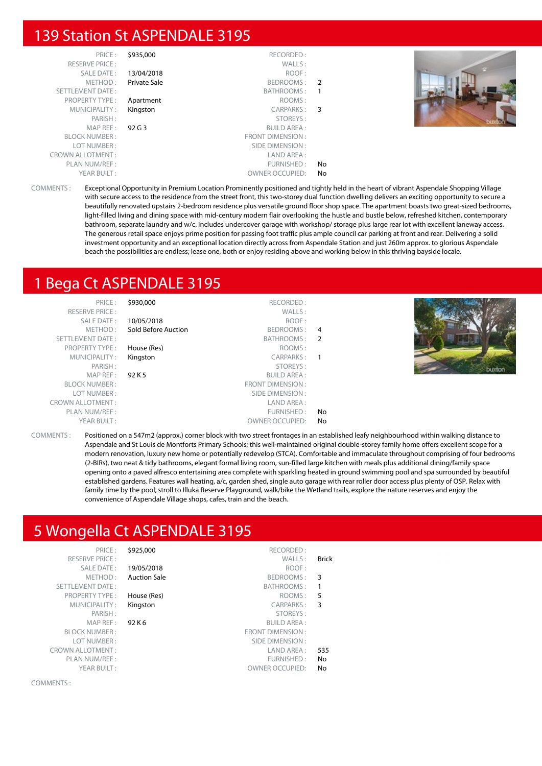## 139 Station St ASPENDALE 3195

| | | | |
|---|---|---|---|
| PRICE : | $935,000 | RECORDED : | |
| RESERVE PRICE : | | WALLS : | |
| SALE DATE : | 13/04/2018 | ROOF : | |
| METHOD : | Private Sale | BEDROOMS : | 2 |
| SETTLEMENT DATE : | | BATHROOMS : | 1 |
| PROPERTY TYPE : | Apartment | ROOMS : | |
| MUNICIPALITY : | Kingston | CARPARKS : | 3 |
| PARISH : | | STOREYS : | |
| MAP REF : | 92 G 3 | BUILD AREA : | |
| BLOCK NUMBER : | | FRONT DIMENSION : | |
| LOT NUMBER : | | SIDE DIMENSION : | |
| CROWN ALLOTMENT : | | LAND AREA : | |
| PLAN NUM/REF : | | FURNISHED : | No |
| YEAR BUILT : | | OWNER OCCUPIED: | No |

COMMENTS : Exceptional Opportunity in Premium Location Prominently positioned and tightly held in the heart of vibrant Aspendale Shopping Village with secure access to the residence from the street front, this two-storey dual function dwelling delivers an exciting opportunity to secure a beautifully renovated upstairs 2-bedroom residence plus versatile ground floor shop space. The apartment boasts two great-sized bedrooms, light-filled living and dining space with mid-century modern flair overlooking the hustle and bustle below, refreshed kitchen, contemporary bathroom, separate laundry and w/c. Includes undercover garage with workshop/ storage plus large rear lot with excellent laneway access. The generous retail space enjoys prime position for passing foot traffic plus ample council car parking at front and rear. Delivering a solid investment opportunity and an exceptional location directly across from Aspendale Station and just 260m approx. to glorious Aspendale beach the possibilities are endless; lease one, both or enjoy residing above and working below in this thriving bayside locale.

## 1 Bega Ct ASPENDALE 3195

| | | | |
|---|---|---|---|
| PRICE : | $930,000 | RECORDED : | |
| RESERVE PRICE : | | WALLS : | |
| SALE DATE : | 10/05/2018 | ROOF : | |
| METHOD : | Sold Before Auction | BEDROOMS : | 4 |
| SETTLEMENT DATE : | | BATHROOMS : | 2 |
| PROPERTY TYPE : | House (Res) | ROOMS : | |
| MUNICIPALITY : | Kingston | CARPARKS : | 1 |
| PARISH : | | STOREYS : | |
| MAP REF : | 92 K 5 | BUILD AREA : | |
| BLOCK NUMBER : | | FRONT DIMENSION : | |
| LOT NUMBER : | | SIDE DIMENSION : | |
| CROWN ALLOTMENT : | | LAND AREA : | |
| PLAN NUM/REF : | | FURNISHED : | No |
| YEAR BUILT : | | OWNER OCCUPIED: | No |

COMMENTS : Positioned on a 547m2 (approx.) corner block with two street frontages in an established leafy neighbourhood within walking distance to Aspendale and St Louis de Montforts Primary Schools; this well-maintained original double-storey family home offers excellent scope for a modern renovation, luxury new home or potentially redevelop (STCA). Comfortable and immaculate throughout comprising of four bedrooms (2-BIRs), two neat & tidy bathrooms, elegant formal living room, sun-filled large kitchen with meals plus additional dining/family space opening onto a paved alfresco entertaining area complete with sparkling heated in ground swimming pool and spa surrounded by beautiful established gardens. Features wall heating, a/c, garden shed, single auto garage with rear roller door access plus plenty of OSP. Relax with family time by the pool, stroll to Illuka Reserve Playground, walk/bike the Wetland trails, explore the nature reserves and enjoy the convenience of Aspendale Village shops, cafes, train and the beach.

## 5 Wongella Ct ASPENDALE 3195

| | | | |
|---|---|---|---|
| PRICE : | $925,000 | RECORDED : | |
| RESERVE PRICE : | | WALLS : | Brick |
| SALE DATE : | 19/05/2018 | ROOF : | |
| METHOD : | Auction Sale | BEDROOMS : | 3 |
| SETTLEMENT DATE : | | BATHROOMS : | 1 |
| PROPERTY TYPE : | House (Res) | ROOMS : | 5 |
| MUNICIPALITY : | Kingston | CARPARKS : | 3 |
| PARISH : | | STOREYS : | |
| MAP REF : | 92 K 6 | BUILD AREA : | |
| BLOCK NUMBER : | | FRONT DIMENSION : | |
| LOT NUMBER : | | SIDE DIMENSION : | |
| CROWN ALLOTMENT : | | LAND AREA : | 535 |
| PLAN NUM/REF : | | FURNISHED : | No |
| YEAR BUILT : | | OWNER OCCUPIED: | No |

COMMENTS :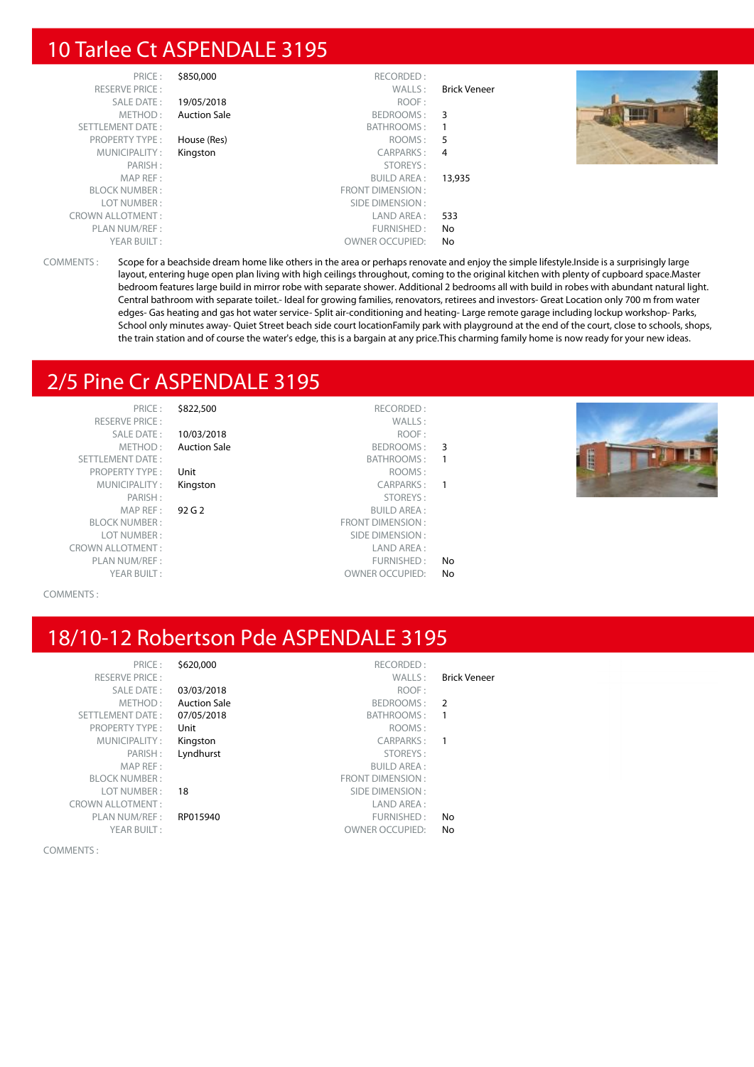## 10 Tarlee Ct ASPENDALE 3195

| | | | |
|---|---|---|---|
| PRICE : | $850,000 | RECORDED : | |
| RESERVE PRICE : | | WALLS : | Brick Veneer |
| SALE DATE : | 19/05/2018 | ROOF : | |
| METHOD : | Auction Sale | BEDROOMS : | 3 |
| SETTLEMENT DATE : | | BATHROOMS : | 1 |
| PROPERTY TYPE : | House (Res) | ROOMS : | 5 |
| MUNICIPALITY : | Kingston | CARPARKS : | 4 |
| PARISH : | | STOREYS : | |
| MAP REF : | | BUILD AREA : | 13,935 |
| BLOCK NUMBER : | | FRONT DIMENSION : | |
| LOT NUMBER : | | SIDE DIMENSION : | |
| CROWN ALLOTMENT : | | LAND AREA : | 533 |
| PLAN NUM/REF : | | FURNISHED : | No |
| YEAR BUILT : | | OWNER OCCUPIED: | No |

COMMENTS : Scope for a beachside dream home like others in the area or perhaps renovate and enjoy the simple lifestyle.Inside is a surprisingly large layout, entering huge open plan living with high ceilings throughout, coming to the original kitchen with plenty of cupboard space.Master bedroom features large build in mirror robe with separate shower. Additional 2 bedrooms all with build in robes with abundant natural light. Central bathroom with separate toilet.- Ideal for growing families, renovators, retirees and investors- Great Location only 700 m from water edges- Gas heating and gas hot water service- Split air-conditioning and heating- Large remote garage including lockup workshop- Parks, School only minutes away- Quiet Street beach side court locationFamily park with playground at the end of the court, close to schools, shops, the train station and of course the water's edge, this is a bargain at any price.This charming family home is now ready for your new ideas.

## 2/5 Pine Cr ASPENDALE 3195

| | | | |
|---|---|---|---|
| PRICE : | $822,500 | RECORDED : | |
| RESERVE PRICE : | | WALLS : | |
| SALE DATE : | 10/03/2018 | ROOF : | |
| METHOD : | Auction Sale | BEDROOMS : | 3 |
| SETTLEMENT DATE : | | BATHROOMS : | 1 |
| PROPERTY TYPE : | Unit | ROOMS : | |
| MUNICIPALITY : | Kingston | CARPARKS : | 1 |
| PARISH : | | STOREYS : | |
| MAP REF : | 92 G 2 | BUILD AREA : | |
| BLOCK NUMBER : | | FRONT DIMENSION : | |
| LOT NUMBER : | | SIDE DIMENSION : | |
| CROWN ALLOTMENT : | | LAND AREA : | |
| PLAN NUM/REF : | | FURNISHED : | No |
| YEAR BUILT : | | OWNER OCCUPIED: | No |

COMMENTS :

## 18/10-12 Robertson Pde ASPENDALE 3195

| | | | |
|---|---|---|---|
| PRICE : | $620,000 | RECORDED : | |
| RESERVE PRICE : | | WALLS : | Brick Veneer |
| SALE DATE : | 03/03/2018 | ROOF : | |
| METHOD : | Auction Sale | BEDROOMS : | 2 |
| SETTLEMENT DATE : | 07/05/2018 | BATHROOMS : | 1 |
| PROPERTY TYPE : | Unit | ROOMS : | |
| MUNICIPALITY : | Kingston | CARPARKS : | 1 |
| PARISH : | Lyndhurst | STOREYS : | |
| MAP REF : | | BUILD AREA : | |
| BLOCK NUMBER : | | FRONT DIMENSION : | |
| LOT NUMBER : | 18 | SIDE DIMENSION : | |
| CROWN ALLOTMENT : | | LAND AREA : | |
| PLAN NUM/REF : | RP015940 | FURNISHED : | No |
| YEAR BUILT : | | OWNER OCCUPIED: | No |

COMMENTS :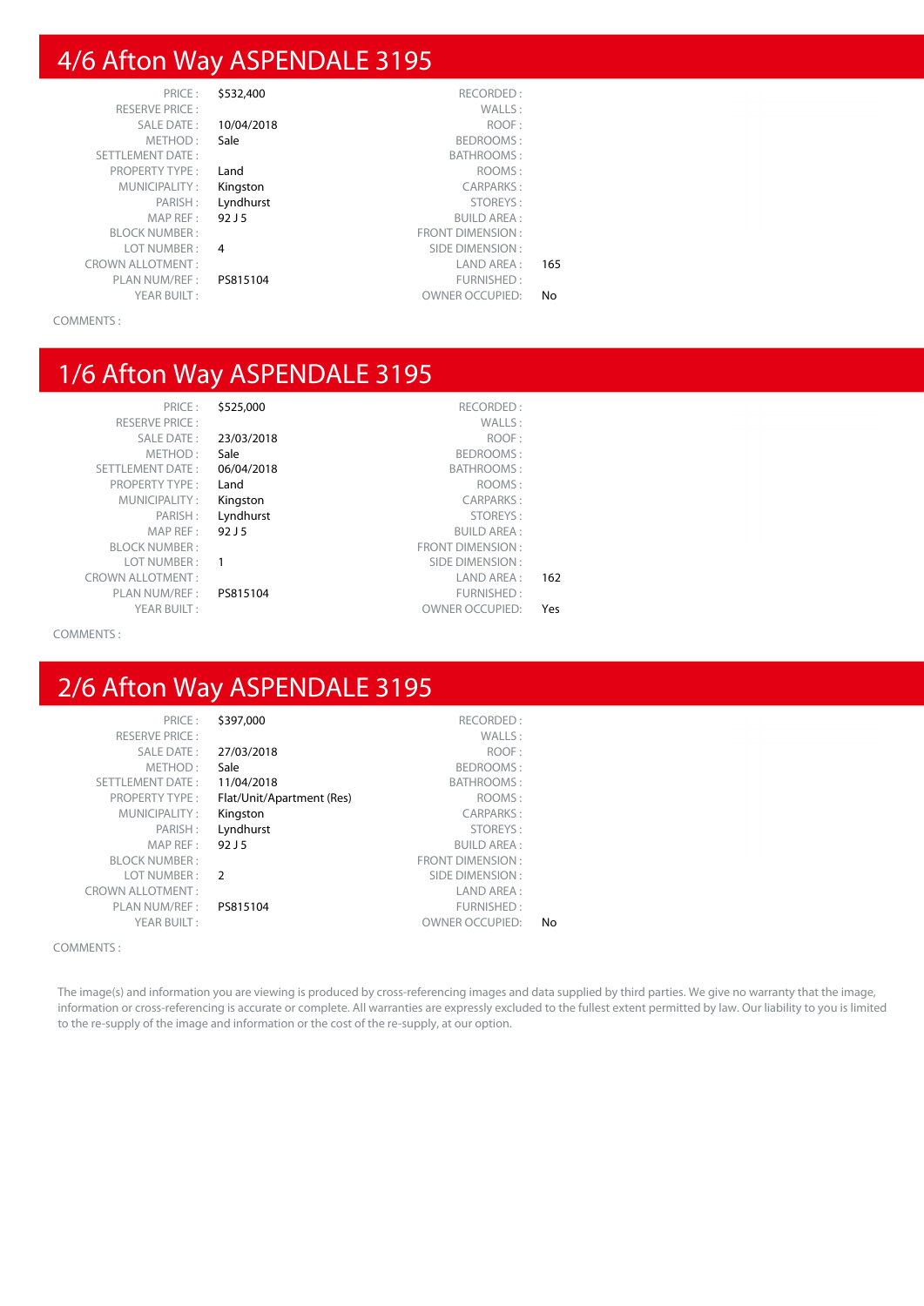# 4/6 Afton Way ASPENDALE 3195

| | | | |
|---|---|---|---|
| PRICE : | $532,400 | RECORDED : | |
| RESERVE PRICE : | | WALLS : | |
| SALE DATE : | 10/04/2018 | ROOF : | |
| METHOD : | Sale | BEDROOMS : | |
| SETTLEMENT DATE : | | BATHROOMS : | |
| PROPERTY TYPE : | Land | ROOMS : | |
| MUNICIPALITY : | Kingston | CARPARKS : | |
| PARISH : | Lyndhurst | STOREYS : | |
| MAP REF : | 92 J 5 | BUILD AREA : | |
| BLOCK NUMBER : | | FRONT DIMENSION : | |
| LOT NUMBER : | 4 | SIDE DIMENSION : | |
| CROWN ALLOTMENT : | | LAND AREA : | 165 |
| PLAN NUM/REF : | PS815104 | FURNISHED : | |
| YEAR BUILT : | | OWNER OCCUPIED: | No |

COMMENTS :

# 1/6 Afton Way ASPENDALE 3195

| | | | |
|---|---|---|---|
| PRICE : | $525,000 | RECORDED : | |
| RESERVE PRICE : | | WALLS : | |
| SALE DATE : | 23/03/2018 | ROOF : | |
| METHOD : | Sale | BEDROOMS : | |
| SETTLEMENT DATE : | 06/04/2018 | BATHROOMS : | |
| PROPERTY TYPE : | Land | ROOMS : | |
| MUNICIPALITY : | Kingston | CARPARKS : | |
| PARISH : | Lyndhurst | STOREYS : | |
| MAP REF : | 92 J 5 | BUILD AREA : | |
| BLOCK NUMBER : | | FRONT DIMENSION : | |
| LOT NUMBER : | 1 | SIDE DIMENSION : | |
| CROWN ALLOTMENT : | | LAND AREA : | 162 |
| PLAN NUM/REF : | PS815104 | FURNISHED : | |
| YEAR BUILT : | | OWNER OCCUPIED: | Yes |

COMMENTS :

# 2/6 Afton Way ASPENDALE 3195

| | | | |
|---|---|---|---|
| PRICE : | $397,000 | RECORDED : | |
| RESERVE PRICE : | | WALLS : | |
| SALE DATE : | 27/03/2018 | ROOF : | |
| METHOD : | Sale | BEDROOMS : | |
| SETTLEMENT DATE : | 11/04/2018 | BATHROOMS : | |
| PROPERTY TYPE : | Flat/Unit/Apartment (Res) | ROOMS : | |
| MUNICIPALITY : | Kingston | CARPARKS : | |
| PARISH : | Lyndhurst | STOREYS : | |
| MAP REF : | 92 J 5 | BUILD AREA : | |
| BLOCK NUMBER : | | FRONT DIMENSION : | |
| LOT NUMBER : | 2 | SIDE DIMENSION : | |
| CROWN ALLOTMENT : | | LAND AREA : | |
| PLAN NUM/REF : | PS815104 | FURNISHED : | |
| YEAR BUILT : | | OWNER OCCUPIED: | No |

COMMENTS :

The image(s) and information you are viewing is produced by cross-referencing images and data supplied by third parties. We give no warranty that the image, information or cross-referencing is accurate or complete. All warranties are expressly excluded to the fullest extent permitted by law. Our liability to you is limited to the re-supply of the image and information or the cost of the re-supply, at our option.